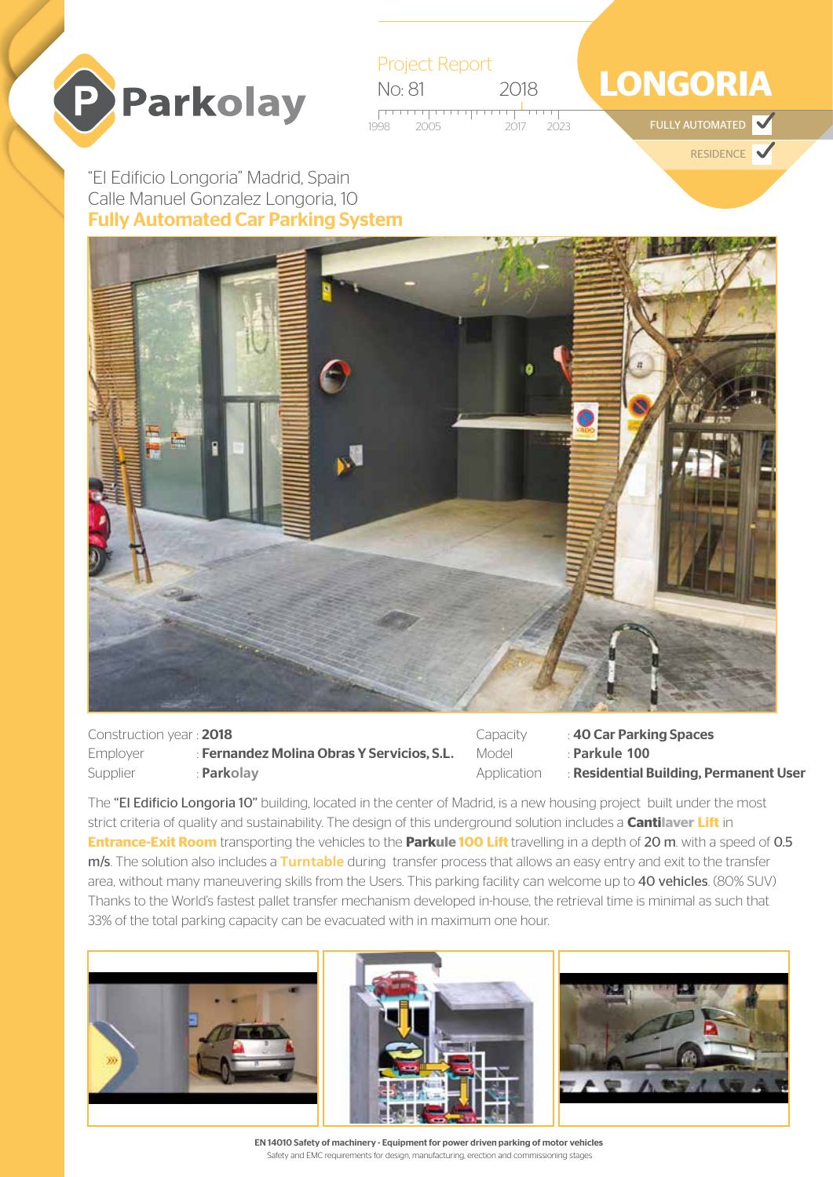Parkolay

Project Report
No: 81 2018

1998 2005 2017 2023

# LONGORIA

FULLY AUTOMATED ✓

RESIDENCE ✓

"El Edificio Longoria" Madrid, Spain
Calle Manuel Gonzalez Longoria, 10
**Fully Automated Car Parking System**

| | | | |
|---|---|---|---|
| Construction year | : **2018** | Capacity | : **40 Car Parking Spaces** |
| Employer | : **Fernandez Molina Obras Y Servicios, S.L.** | Model | : **Parkule 100** |
| Supplier | : **Parkolay** | Application | : **Residential Building, Permanent User** |

The "El Edificio Longoria 10" building, located in the center of Madrid, is a new housing project built under the most strict criteria of quality and sustainability. The design of this underground solution includes a **Cantilaver Lift** in **Entrance-Exit Room** transporting the vehicles to the **Parkule 100 Lift** travelling in a depth of 20 m. with a speed of 0.5 m/s. The solution also includes a **Turntable** during transfer process that allows an easy entry and exit to the transfer area, without many maneuvering skills from the Users. This parking facility can welcome up to 40 vehicles. (80% SUV) Thanks to the World's fastest pallet transfer mechanism developed in-house, the retrieval time is minimal as such that 33% of the total parking capacity can be evacuated with in maximum one hour.

**EN 14010 Safety of machinery - Equipment for power driven parking of motor vehicles**
Safety and EMC requirements for design, manufacturing, erection and commissioning stages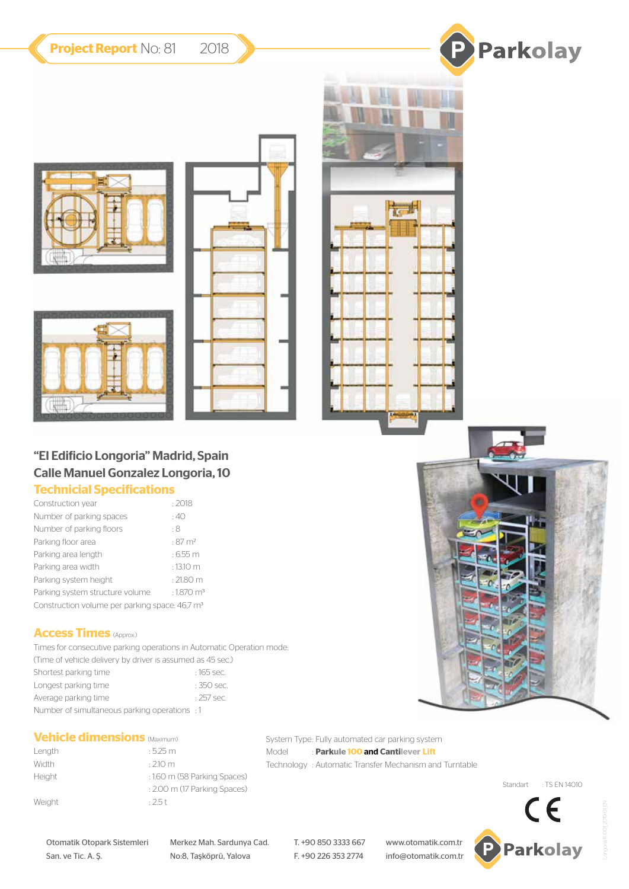Project Report No: 81 2018

Parkolay

## "El Edificio Longoria" Madrid, Spain
## Calle Manuel Gonzalez Longoria, 10

### Technical Specifications

| | |
|---|---|
| Construction year | : 2018 |
| Number of parking spaces | : 40 |
| Number of parking floors | : 8 |
| Parking floor area | : 87 m² |
| Parking area length | : 6.55 m |
| Parking area width | : 13.10 m |
| Parking system height | : 21.80 m |
| Parking system structure volume | : 1.870 m³ |

Construction volume per parking space: 46.7 m³

### Access Times (Approx.)

Times for consecutive parking operations in Automatic Operation mode:
(Time of vehicle delivery by driver is assumed as 45 sec.)

| | |
|---|---|
| Shortest parking time | : 165 sec. |
| Longest parking time | : 350 sec. |
| Average parking time | : 257 sec. |
| Number of simultaneous parking operations | : 1 |

### Vehicle dimensions (Maximum)

| | |
|---|---|
| Length | : 5.25 m |
| Width | : 2.10 m |
| Height | : 1.60 m (58 Parking Spaces) |
| | : 2.00 m (17 Parking Spaces) |
| Weight | : 2.5 t |

System Type: Fully automated car parking system
Model : **Parkule 100 and Cantilever Lift**
Technology : Automatic Transfer Mechanism and Turntable

Standart : TS EN 14010

Otomatik Otopark Sistemleri San. ve Tic. A. Ş.
Merkez Mah. Sardunya Cad. No:8, Taşköprü, Yalova
T. +90 850 3333 667
F. +90 226 353 2774
www.otomatik.com.tr
info@otomatik.com.tr

Parkolay